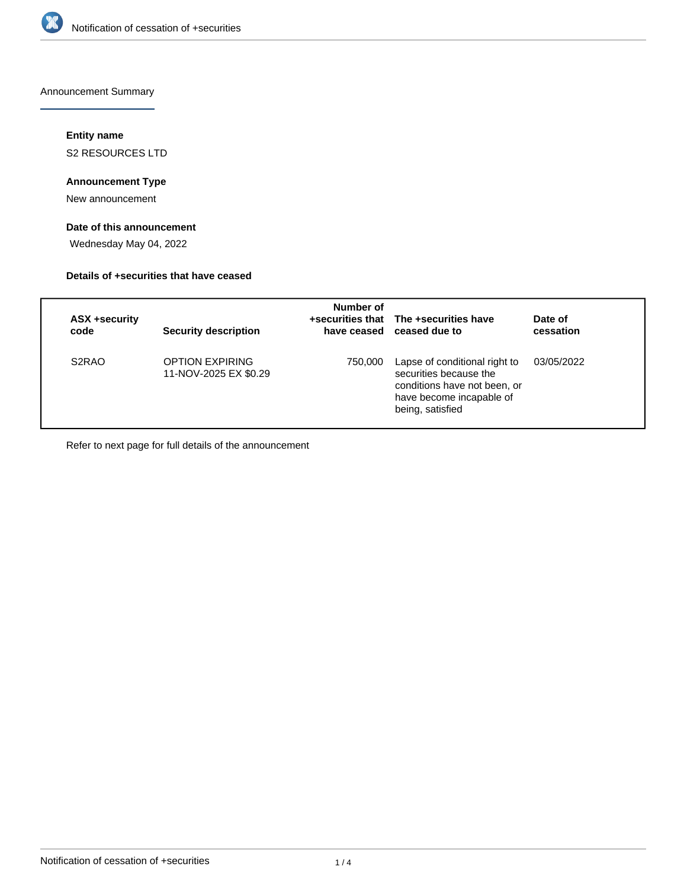Announcement Summary

#### Entity name

S2 RESOURCES LTD

#### Announcement Type

New announcement

#### Date of this announcement

Wednesday May 04, 2022

#### Details of +securities that have ceased

| ASX +security code | Security description | Number of +securities that have ceased | The +securities have ceased due to | Date of cessation |
|---|---|---|---|---|
| S2RAO | OPTION EXPIRING 11-NOV-2025 EX $0.29 | 750,000 | Lapse of conditional right to securities because the conditions have not been, or have become incapable of being, satisfied | 03/05/2022 |

Refer to next page for full details of the announcement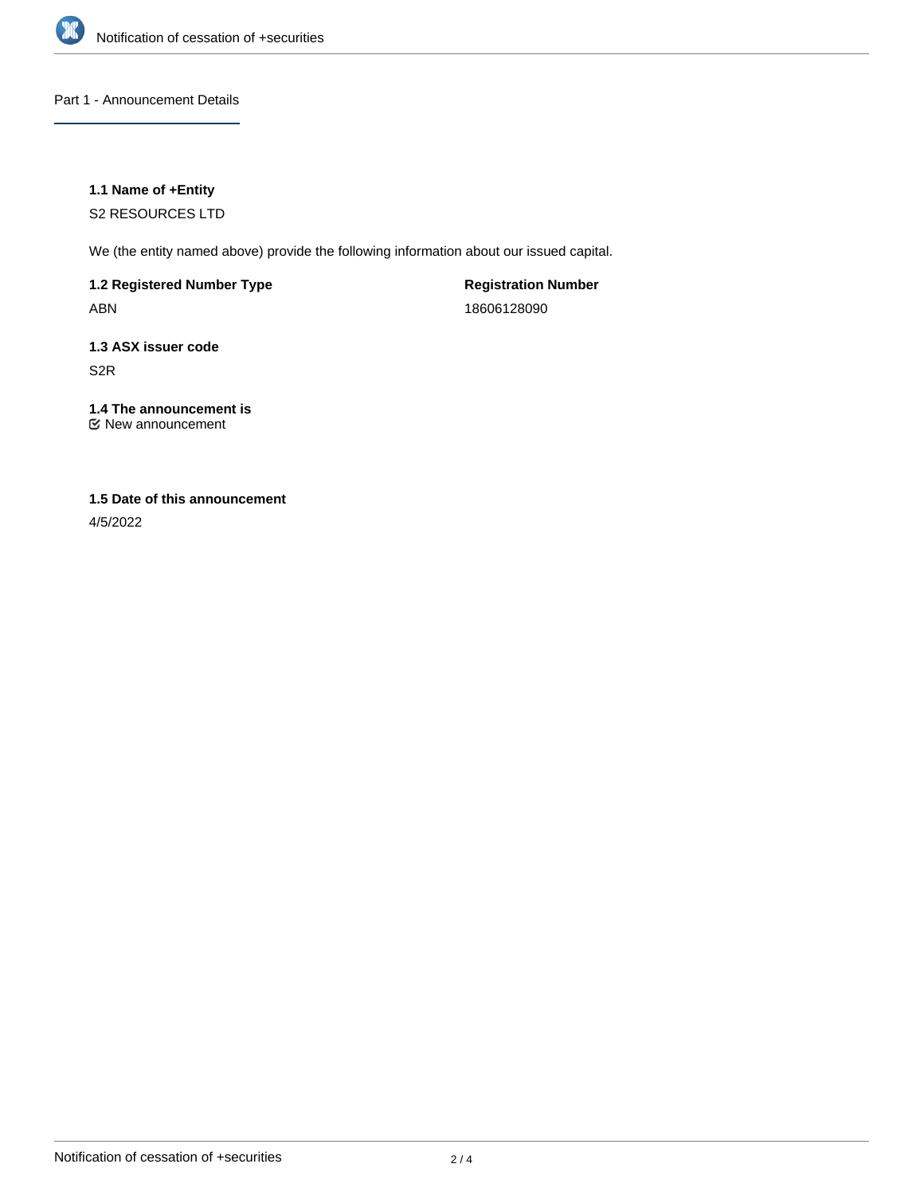## Part 1 - Announcement Details

### 1.1 Name of +Entity

S2 RESOURCES LTD

We (the entity named above) provide the following information about our issued capital.

| 1.2 Registered Number Type | Registration Number |
| --- | --- |
| ABN | 18606128090 |

### 1.3 ASX issuer code

S2R

### 1.4 The announcement is

☑ New announcement

### 1.5 Date of this announcement

4/5/2022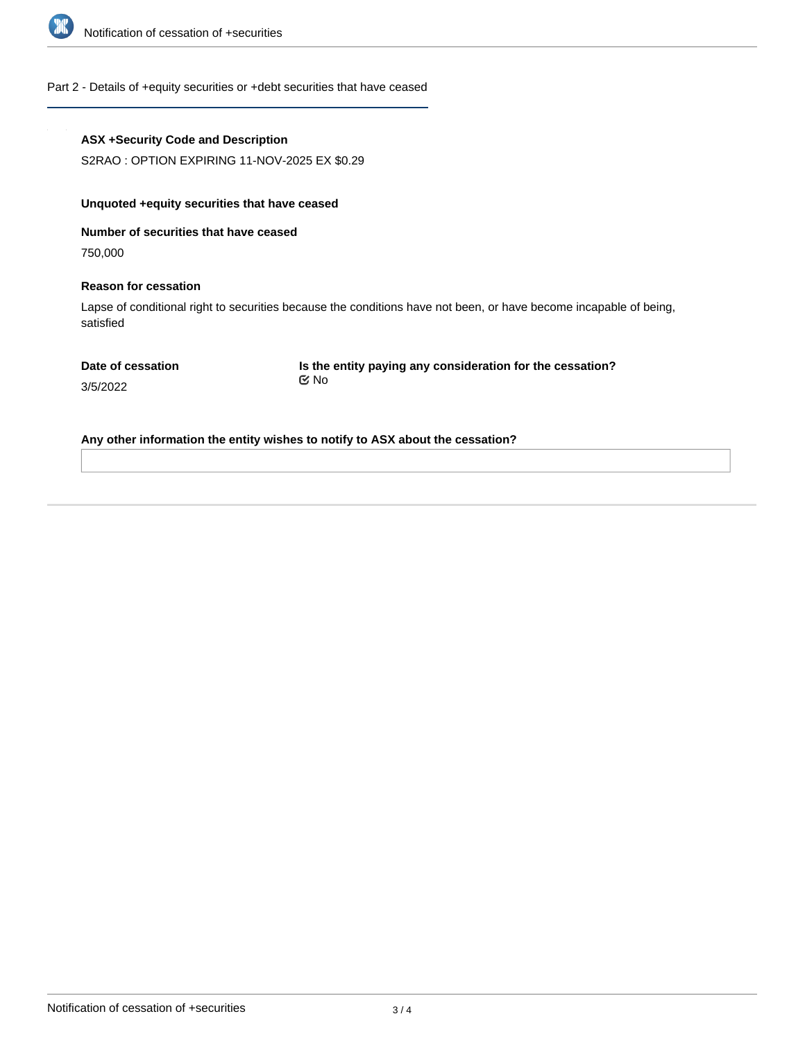## Part 2 - Details of +equity securities or +debt securities that have ceased

**ASX +Security Code and Description**

S2RAO : OPTION EXPIRING 11-NOV-2025 EX $0.29

**Unquoted +equity securities that have ceased**

**Number of securities that have ceased**

750,000

**Reason for cessation**

Lapse of conditional right to securities because the conditions have not been, or have become incapable of being, satisfied

**Date of cessation**

3/5/2022

**Is the entity paying any consideration for the cessation?**

No

**Any other information the entity wishes to notify to ASX about the cessation?**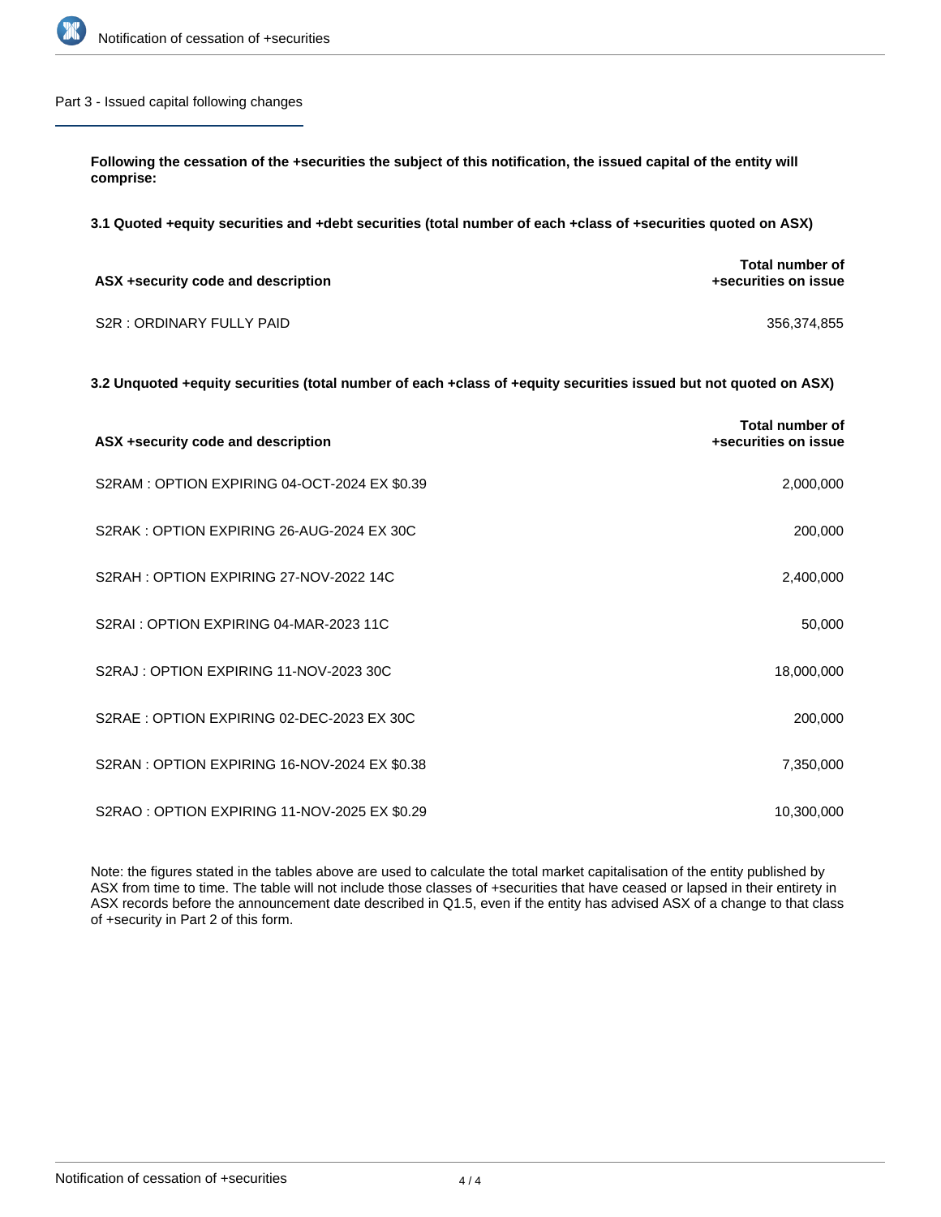## Part 3 - Issued capital following changes

**Following the cessation of the +securities the subject of this notification, the issued capital of the entity will comprise:**

**3.1 Quoted +equity securities and +debt securities (total number of each +class of +securities quoted on ASX)**

| ASX +security code and description | Total number of +securities on issue |
|---|---|
| S2R : ORDINARY FULLY PAID | 356,374,855 |

**3.2 Unquoted +equity securities (total number of each +class of +equity securities issued but not quoted on ASX)**

| ASX +security code and description | Total number of +securities on issue |
|---|---|
| S2RAM : OPTION EXPIRING 04-OCT-2024 EX $0.39 | 2,000,000 |
| S2RAK : OPTION EXPIRING 26-AUG-2024 EX 30C | 200,000 |
| S2RAH : OPTION EXPIRING 27-NOV-2022 14C | 2,400,000 |
| S2RAI : OPTION EXPIRING 04-MAR-2023 11C | 50,000 |
| S2RAJ : OPTION EXPIRING 11-NOV-2023 30C | 18,000,000 |
| S2RAE : OPTION EXPIRING 02-DEC-2023 EX 30C | 200,000 |
| S2RAN : OPTION EXPIRING 16-NOV-2024 EX $0.38 | 7,350,000 |
| S2RAO : OPTION EXPIRING 11-NOV-2025 EX $0.29 | 10,300,000 |

Note: the figures stated in the tables above are used to calculate the total market capitalisation of the entity published by ASX from time to time. The table will not include those classes of +securities that have ceased or lapsed in their entirety in ASX records before the announcement date described in Q1.5, even if the entity has advised ASX of a change to that class of +security in Part 2 of this form.